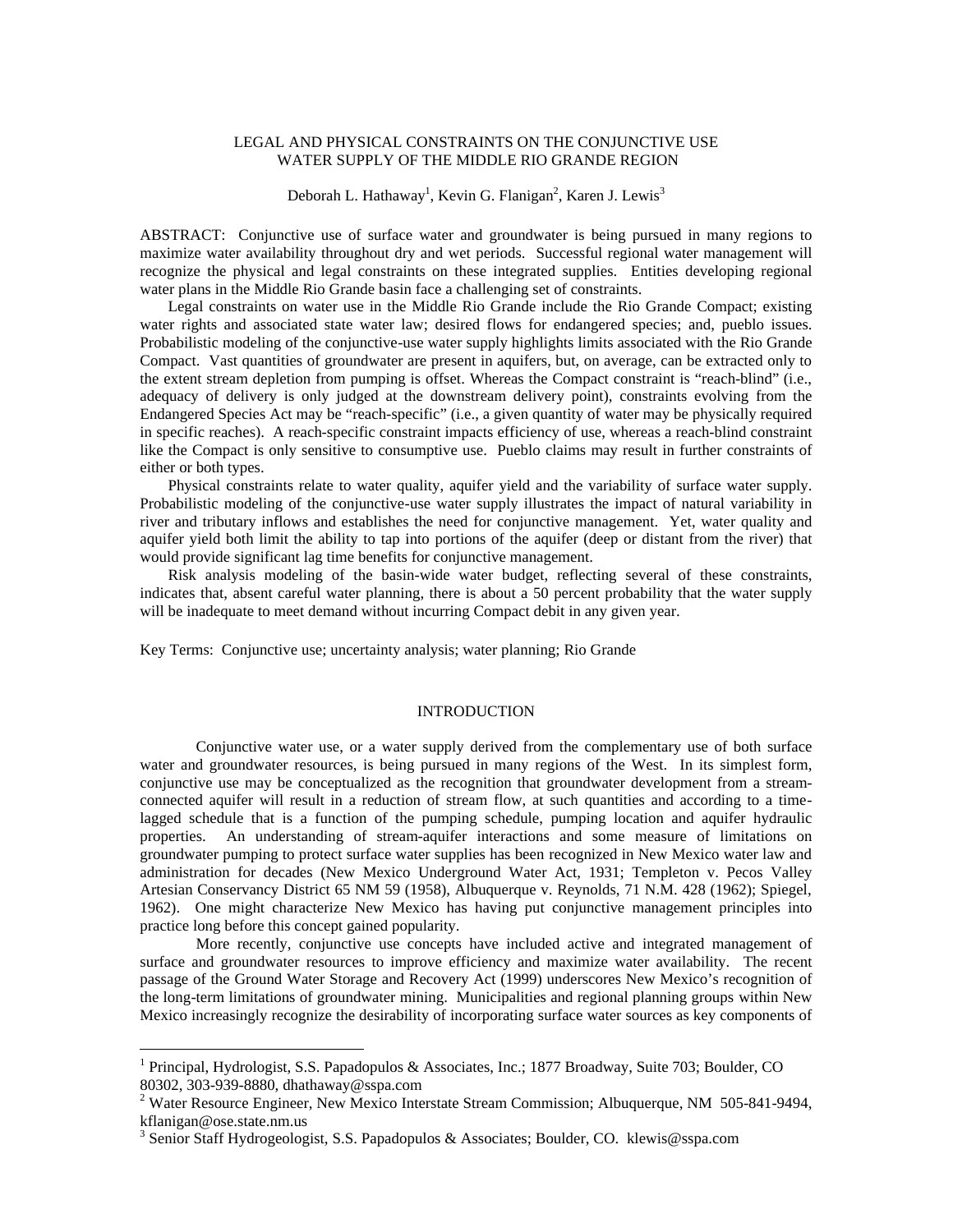# LEGAL AND PHYSICAL CONSTRAINTS ON THE CONJUNCTIVE USE WATER SUPPLY OF THE MIDDLE RIO GRANDE REGION

Deborah L. Hathaway[1], Kevin G. Flanigan[2], Karen J. Lewis[3]

ABSTRACT: Conjunctive use of surface water and groundwater is being pursued in many regions to maximize water availability throughout dry and wet periods. Successful regional water management will recognize the physical and legal constraints on these integrated supplies. Entities developing regional water plans in the Middle Rio Grande basin face a challenging set of constraints.

Legal constraints on water use in the Middle Rio Grande include the Rio Grande Compact; existing water rights and associated state water law; desired flows for endangered species; and, pueblo issues. Probabilistic modeling of the conjunctive-use water supply highlights limits associated with the Rio Grande Compact. Vast quantities of groundwater are present in aquifers, but, on average, can be extracted only to the extent stream depletion from pumping is offset. Whereas the Compact constraint is "reach-blind" (i.e., adequacy of delivery is only judged at the downstream delivery point), constraints evolving from the Endangered Species Act may be "reach-specific" (i.e., a given quantity of water may be physically required in specific reaches). A reach-specific constraint impacts efficiency of use, whereas a reach-blind constraint like the Compact is only sensitive to consumptive use. Pueblo claims may result in further constraints of either or both types.

Physical constraints relate to water quality, aquifer yield and the variability of surface water supply. Probabilistic modeling of the conjunctive-use water supply illustrates the impact of natural variability in river and tributary inflows and establishes the need for conjunctive management. Yet, water quality and aquifer yield both limit the ability to tap into portions of the aquifer (deep or distant from the river) that would provide significant lag time benefits for conjunctive management.

Risk analysis modeling of the basin-wide water budget, reflecting several of these constraints, indicates that, absent careful water planning, there is about a 50 percent probability that the water supply will be inadequate to meet demand without incurring Compact debit in any given year.

Key Terms: Conjunctive use; uncertainty analysis; water planning; Rio Grande

## INTRODUCTION

Conjunctive water use, or a water supply derived from the complementary use of both surface water and groundwater resources, is being pursued in many regions of the West. In its simplest form, conjunctive use may be conceptualized as the recognition that groundwater development from a stream-connected aquifer will result in a reduction of stream flow, at such quantities and according to a time-lagged schedule that is a function of the pumping schedule, pumping location and aquifer hydraulic properties. An understanding of stream-aquifer interactions and some measure of limitations on groundwater pumping to protect surface water supplies has been recognized in New Mexico water law and administration for decades (New Mexico Underground Water Act, 1931; Templeton v. Pecos Valley Artesian Conservancy District 65 NM 59 (1958), Albuquerque v. Reynolds, 71 N.M. 428 (1962); Spiegel, 1962). One might characterize New Mexico has having put conjunctive management principles into practice long before this concept gained popularity.

More recently, conjunctive use concepts have included active and integrated management of surface and groundwater resources to improve efficiency and maximize water availability. The recent passage of the Ground Water Storage and Recovery Act (1999) underscores New Mexico's recognition of the long-term limitations of groundwater mining. Municipalities and regional planning groups within New Mexico increasingly recognize the desirability of incorporating surface water sources as key components of

---

[1] Principal, Hydrologist, S.S. Papadopulos & Associates, Inc.; 1877 Broadway, Suite 703; Boulder, CO 80302, 303-939-8880, dhathaway@sspa.com

[2] Water Resource Engineer, New Mexico Interstate Stream Commission; Albuquerque, NM 505-841-9494, kflanigan@ose.state.nm.us

[3] Senior Staff Hydrogeologist, S.S. Papadopulos & Associates; Boulder, CO. klewis@sspa.com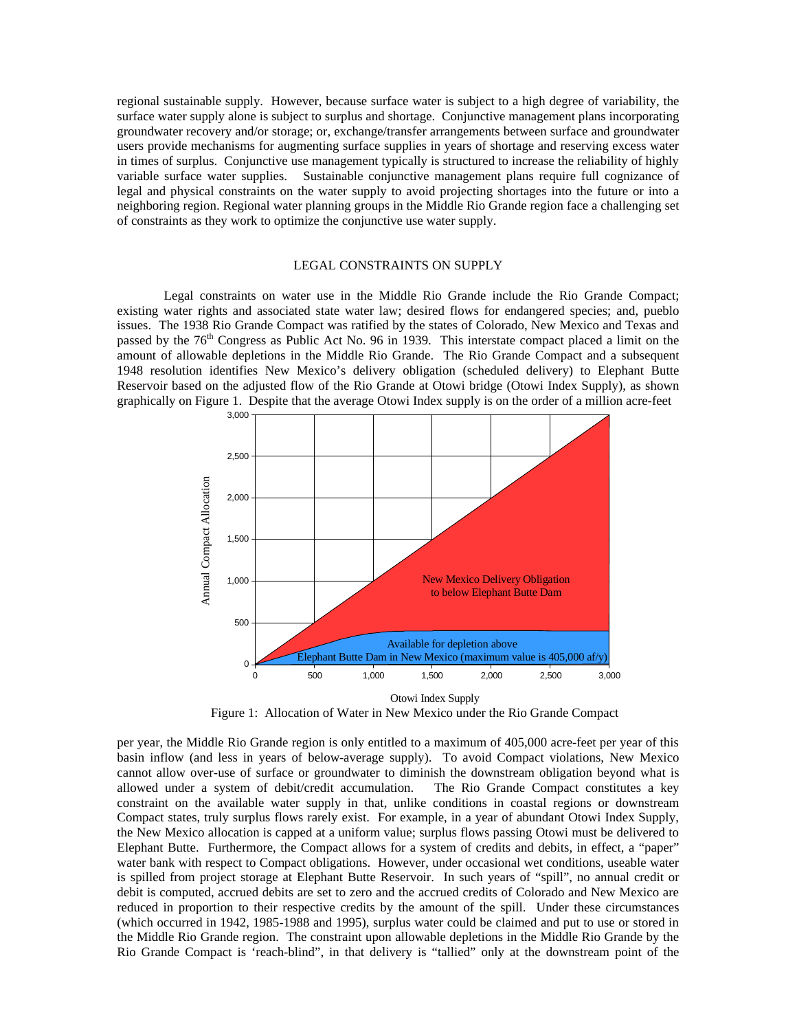regional sustainable supply. However, because surface water is subject to a high degree of variability, the surface water supply alone is subject to surplus and shortage. Conjunctive management plans incorporating groundwater recovery and/or storage; or, exchange/transfer arrangements between surface and groundwater users provide mechanisms for augmenting surface supplies in years of shortage and reserving excess water in times of surplus. Conjunctive use management typically is structured to increase the reliability of highly variable surface water supplies. Sustainable conjunctive management plans require full cognizance of legal and physical constraints on the water supply to avoid projecting shortages into the future or into a neighboring region. Regional water planning groups in the Middle Rio Grande region face a challenging set of constraints as they work to optimize the conjunctive use water supply.

## LEGAL CONSTRAINTS ON SUPPLY

Legal constraints on water use in the Middle Rio Grande include the Rio Grande Compact; existing water rights and associated state water law; desired flows for endangered species; and, pueblo issues. The 1938 Rio Grande Compact was ratified by the states of Colorado, New Mexico and Texas and passed by the 76th Congress as Public Act No. 96 in 1939. This interstate compact placed a limit on the amount of allowable depletions in the Middle Rio Grande. The Rio Grande Compact and a subsequent 1948 resolution identifies New Mexico's delivery obligation (scheduled delivery) to Elephant Butte Reservoir based on the adjusted flow of the Rio Grande at Otowi bridge (Otowi Index Supply), as shown graphically on Figure 1. Despite that the average Otowi Index supply is on the order of a million acre-feet per year, the Middle Rio Grande region is only entitled to a maximum of 405,000 acre-feet per year of this basin inflow (and less in years of below-average supply). To avoid Compact violations, New Mexico cannot allow over-use of surface or groundwater to diminish the downstream obligation beyond what is allowed under a system of debit/credit accumulation. The Rio Grande Compact constitutes a key constraint on the available water supply in that, unlike conditions in coastal regions or downstream Compact states, truly surplus flows rarely exist. For example, in a year of abundant Otowi Index Supply, the New Mexico allocation is capped at a uniform value; surplus flows passing Otowi must be delivered to Elephant Butte. Furthermore, the Compact allows for a system of credits and debits, in effect, a "paper" water bank with respect to Compact obligations. However, under occasional wet conditions, useable water is spilled from project storage at Elephant Butte Reservoir. In such years of "spill", no annual credit or debit is computed, accrued debits are set to zero and the accrued credits of Colorado and New Mexico are reduced in proportion to their respective credits by the amount of the spill. Under these circumstances (which occurred in 1942, 1985-1988 and 1995), surplus water could be claimed and put to use or stored in the Middle Rio Grande region. The constraint upon allowable depletions in the Middle Rio Grande by the Rio Grande Compact is 'reach-blind", in that delivery is "tallied" only at the downstream point of the

Figure 1: Allocation of Water in New Mexico under the Rio Grande Compact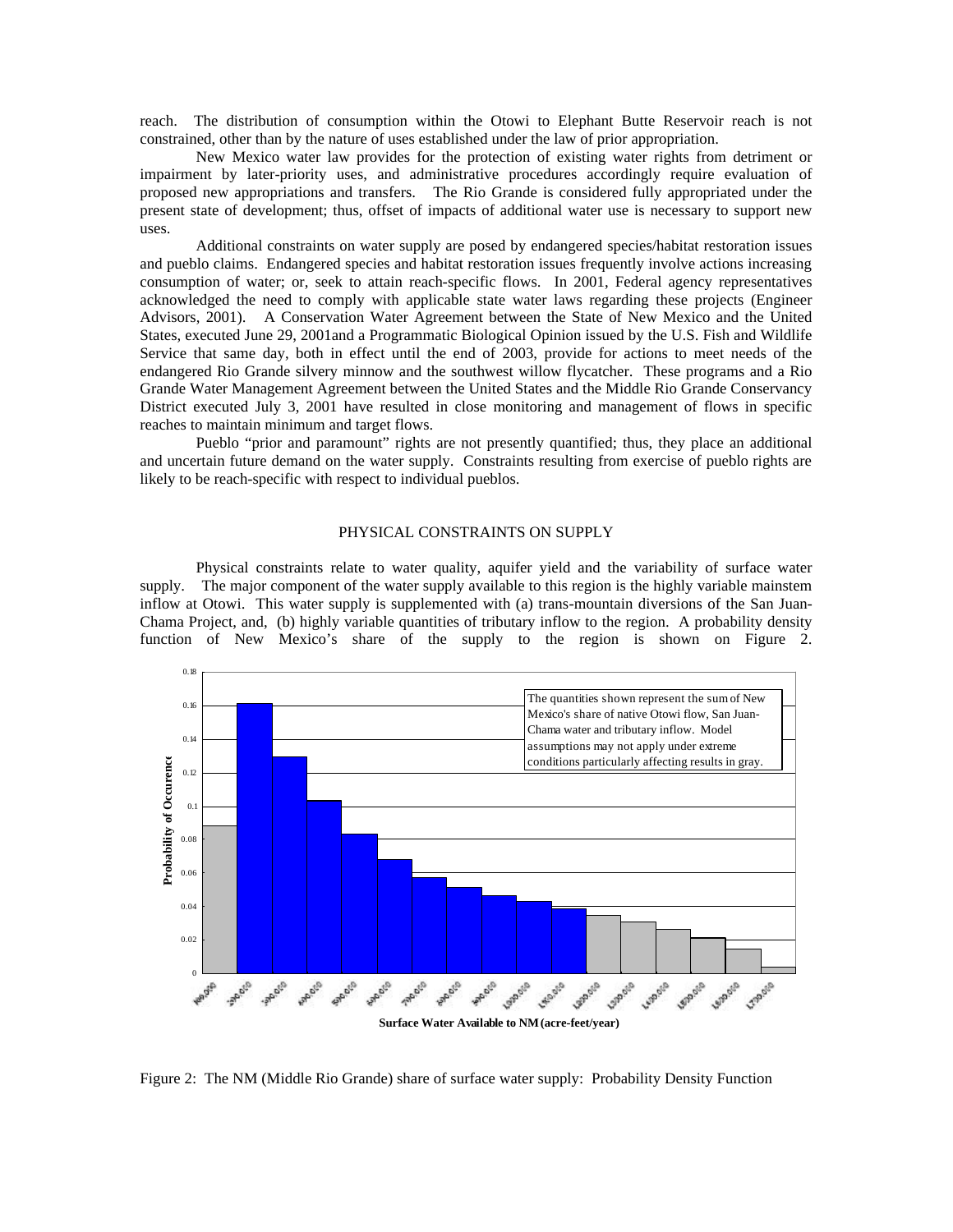reach. The distribution of consumption within the Otowi to Elephant Butte Reservoir reach is not constrained, other than by the nature of uses established under the law of prior appropriation.

New Mexico water law provides for the protection of existing water rights from detriment or impairment by later-priority uses, and administrative procedures accordingly require evaluation of proposed new appropriations and transfers. The Rio Grande is considered fully appropriated under the present state of development; thus, offset of impacts of additional water use is necessary to support new uses.

Additional constraints on water supply are posed by endangered species/habitat restoration issues and pueblo claims. Endangered species and habitat restoration issues frequently involve actions increasing consumption of water; or, seek to attain reach-specific flows. In 2001, Federal agency representatives acknowledged the need to comply with applicable state water laws regarding these projects (Engineer Advisors, 2001). A Conservation Water Agreement between the State of New Mexico and the United States, executed June 29, 2001and a Programmatic Biological Opinion issued by the U.S. Fish and Wildlife Service that same day, both in effect until the end of 2003, provide for actions to meet needs of the endangered Rio Grande silvery minnow and the southwest willow flycatcher. These programs and a Rio Grande Water Management Agreement between the United States and the Middle Rio Grande Conservancy District executed July 3, 2001 have resulted in close monitoring and management of flows in specific reaches to maintain minimum and target flows.

Pueblo "prior and paramount" rights are not presently quantified; thus, they place an additional and uncertain future demand on the water supply. Constraints resulting from exercise of pueblo rights are likely to be reach-specific with respect to individual pueblos.

## PHYSICAL CONSTRAINTS ON SUPPLY

Physical constraints relate to water quality, aquifer yield and the variability of surface water supply. The major component of the water supply available to this region is the highly variable mainstem inflow at Otowi. This water supply is supplemented with (a) trans-mountain diversions of the San Juan-Chama Project, and, (b) highly variable quantities of tributary inflow to the region. A probability density function of New Mexico's share of the supply to the region is shown on Figure 2.

Figure 2: The NM (Middle Rio Grande) share of surface water supply: Probability Density Function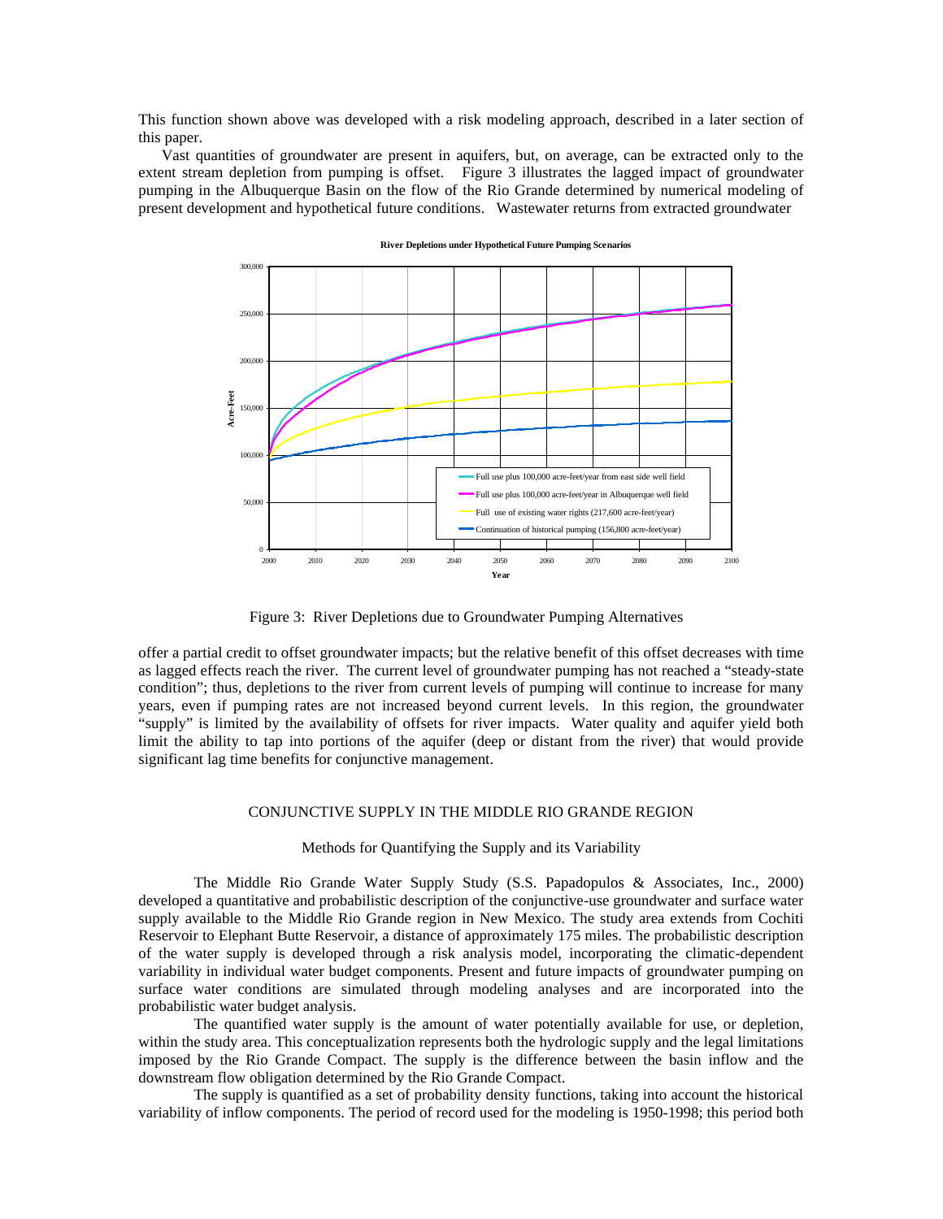This function shown above was developed with a risk modeling approach, described in a later section of this paper.

Vast quantities of groundwater are present in aquifers, but, on average, can be extracted only to the extent stream depletion from pumping is offset. Figure 3 illustrates the lagged impact of groundwater pumping in the Albuquerque Basin on the flow of the Rio Grande determined by numerical modeling of present development and hypothetical future conditions. Wastewater returns from extracted groundwater

Figure 3: River Depletions due to Groundwater Pumping Alternatives

offer a partial credit to offset groundwater impacts; but the relative benefit of this offset decreases with time as lagged effects reach the river. The current level of groundwater pumping has not reached a "steady-state condition"; thus, depletions to the river from current levels of pumping will continue to increase for many years, even if pumping rates are not increased beyond current levels. In this region, the groundwater "supply" is limited by the availability of offsets for river impacts. Water quality and aquifer yield both limit the ability to tap into portions of the aquifer (deep or distant from the river) that would provide significant lag time benefits for conjunctive management.

## CONJUNCTIVE SUPPLY IN THE MIDDLE RIO GRANDE REGION

### Methods for Quantifying the Supply and its Variability

The Middle Rio Grande Water Supply Study (S.S. Papadopulos & Associates, Inc., 2000) developed a quantitative and probabilistic description of the conjunctive-use groundwater and surface water supply available to the Middle Rio Grande region in New Mexico. The study area extends from Cochiti Reservoir to Elephant Butte Reservoir, a distance of approximately 175 miles. The probabilistic description of the water supply is developed through a risk analysis model, incorporating the climatic-dependent variability in individual water budget components. Present and future impacts of groundwater pumping on surface water conditions are simulated through modeling analyses and are incorporated into the probabilistic water budget analysis.

The quantified water supply is the amount of water potentially available for use, or depletion, within the study area. This conceptualization represents both the hydrologic supply and the legal limitations imposed by the Rio Grande Compact. The supply is the difference between the basin inflow and the downstream flow obligation determined by the Rio Grande Compact.

The supply is quantified as a set of probability density functions, taking into account the historical variability of inflow components. The period of record used for the modeling is 1950-1998; this period both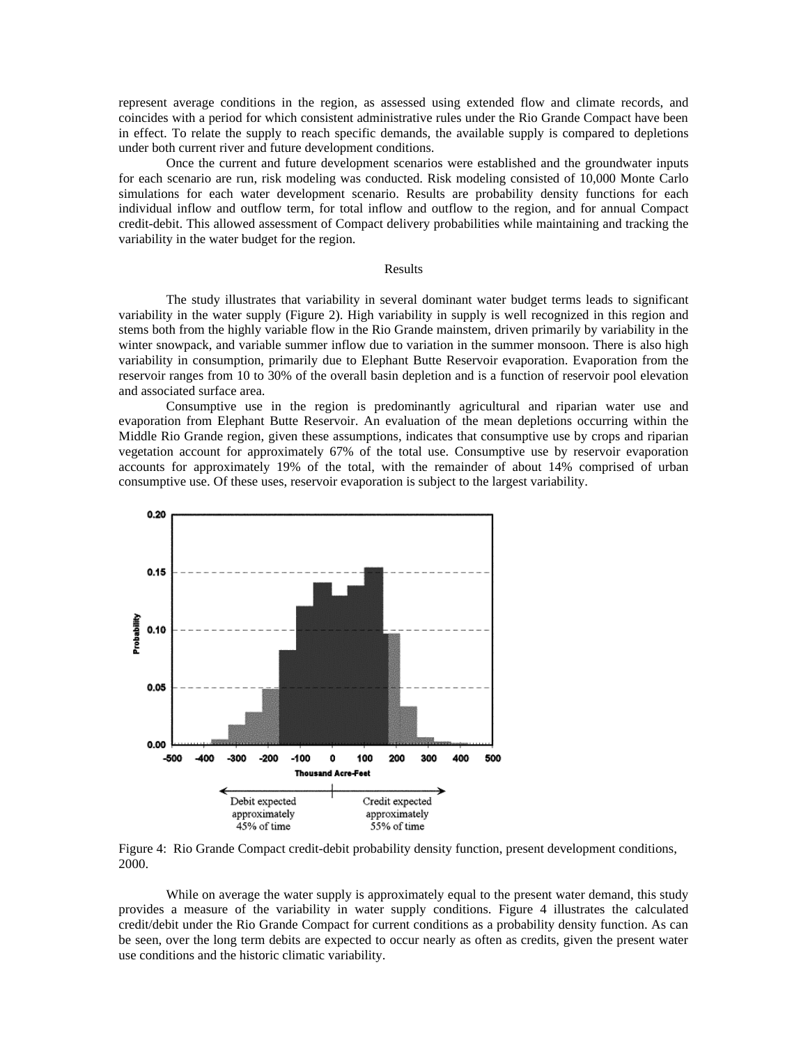represent average conditions in the region, as assessed using extended flow and climate records, and coincides with a period for which consistent administrative rules under the Rio Grande Compact have been in effect. To relate the supply to reach specific demands, the available supply is compared to depletions under both current river and future development conditions.

Once the current and future development scenarios were established and the groundwater inputs for each scenario are run, risk modeling was conducted. Risk modeling consisted of 10,000 Monte Carlo simulations for each water development scenario. Results are probability density functions for each individual inflow and outflow term, for total inflow and outflow to the region, and for annual Compact credit-debit. This allowed assessment of Compact delivery probabilities while maintaining and tracking the variability in the water budget for the region.

## Results

The study illustrates that variability in several dominant water budget terms leads to significant variability in the water supply (Figure 2). High variability in supply is well recognized in this region and stems both from the highly variable flow in the Rio Grande mainstem, driven primarily by variability in the winter snowpack, and variable summer inflow due to variation in the summer monsoon. There is also high variability in consumption, primarily due to Elephant Butte Reservoir evaporation. Evaporation from the reservoir ranges from 10 to 30% of the overall basin depletion and is a function of reservoir pool elevation and associated surface area.

Consumptive use in the region is predominantly agricultural and riparian water use and evaporation from Elephant Butte Reservoir. An evaluation of the mean depletions occurring within the Middle Rio Grande region, given these assumptions, indicates that consumptive use by crops and riparian vegetation account for approximately 67% of the total use. Consumptive use by reservoir evaporation accounts for approximately 19% of the total, with the remainder of about 14% comprised of urban consumptive use. Of these uses, reservoir evaporation is subject to the largest variability.

Figure 4: Rio Grande Compact credit-debit probability density function, present development conditions, 2000.

While on average the water supply is approximately equal to the present water demand, this study provides a measure of the variability in water supply conditions. Figure 4 illustrates the calculated credit/debit under the Rio Grande Compact for current conditions as a probability density function. As can be seen, over the long term debits are expected to occur nearly as often as credits, given the present water use conditions and the historic climatic variability.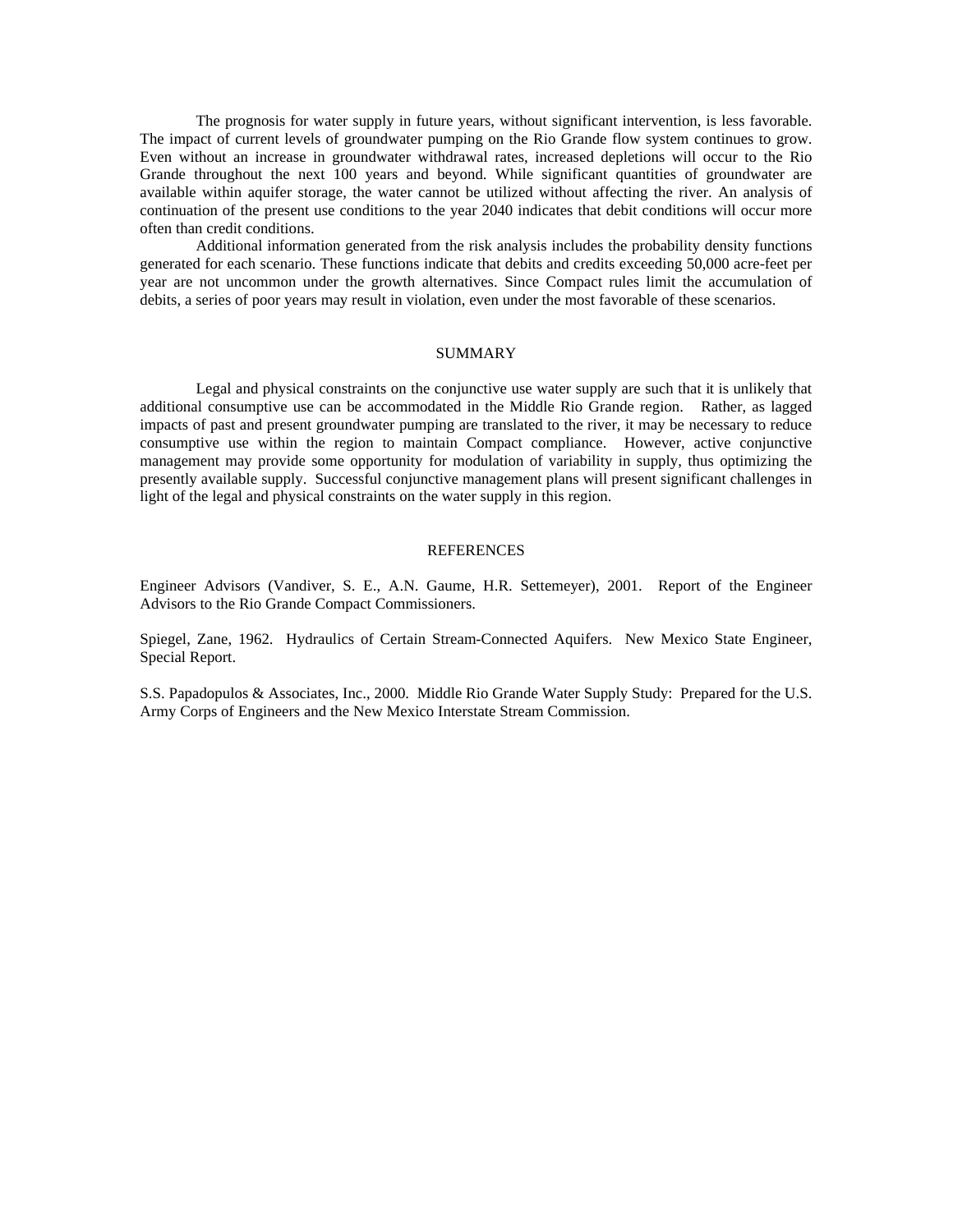The prognosis for water supply in future years, without significant intervention, is less favorable. The impact of current levels of groundwater pumping on the Rio Grande flow system continues to grow. Even without an increase in groundwater withdrawal rates, increased depletions will occur to the Rio Grande throughout the next 100 years and beyond. While significant quantities of groundwater are available within aquifer storage, the water cannot be utilized without affecting the river. An analysis of continuation of the present use conditions to the year 2040 indicates that debit conditions will occur more often than credit conditions.

Additional information generated from the risk analysis includes the probability density functions generated for each scenario. These functions indicate that debits and credits exceeding 50,000 acre-feet per year are not uncommon under the growth alternatives. Since Compact rules limit the accumulation of debits, a series of poor years may result in violation, even under the most favorable of these scenarios.

## SUMMARY

Legal and physical constraints on the conjunctive use water supply are such that it is unlikely that additional consumptive use can be accommodated in the Middle Rio Grande region. Rather, as lagged impacts of past and present groundwater pumping are translated to the river, it may be necessary to reduce consumptive use within the region to maintain Compact compliance. However, active conjunctive management may provide some opportunity for modulation of variability in supply, thus optimizing the presently available supply. Successful conjunctive management plans will present significant challenges in light of the legal and physical constraints on the water supply in this region.

## REFERENCES

Engineer Advisors (Vandiver, S. E., A.N. Gaume, H.R. Settemeyer), 2001. Report of the Engineer Advisors to the Rio Grande Compact Commissioners.

Spiegel, Zane, 1962. Hydraulics of Certain Stream-Connected Aquifers. New Mexico State Engineer, Special Report.

S.S. Papadopulos & Associates, Inc., 2000. Middle Rio Grande Water Supply Study: Prepared for the U.S. Army Corps of Engineers and the New Mexico Interstate Stream Commission.